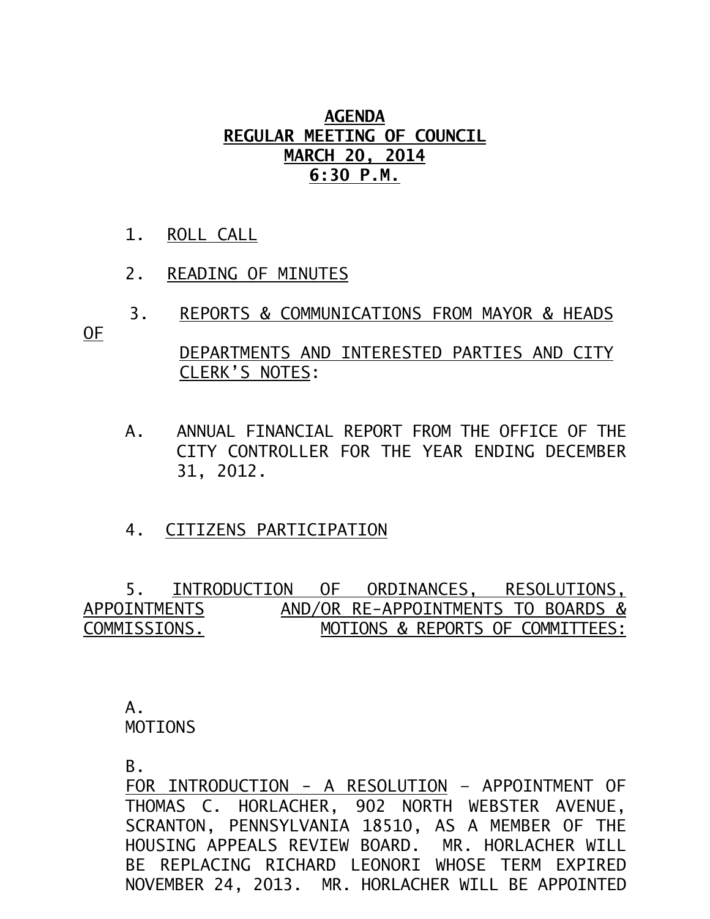**AGENDA**
**REGULAR MEETING OF COUNCIL**
**MARCH 20, 2014**
**6:30 P.M.**

1. ROLL CALL

2. READING OF MINUTES

3. REPORTS & COMMUNICATIONS FROM MAYOR & HEADS OF DEPARTMENTS AND INTERESTED PARTIES AND CITY CLERK'S NOTES:

A. ANNUAL FINANCIAL REPORT FROM THE OFFICE OF THE CITY CONTROLLER FOR THE YEAR ENDING DECEMBER 31, 2012.

4. CITIZENS PARTICIPATION

5. INTRODUCTION OF ORDINANCES, RESOLUTIONS, APPOINTMENTS AND/OR RE-APPOINTMENTS TO BOARDS & COMMISSIONS. MOTIONS & REPORTS OF COMMITTEES:

A. MOTIONS

B. FOR INTRODUCTION - A RESOLUTION – APPOINTMENT OF THOMAS C. HORLACHER, 902 NORTH WEBSTER AVENUE, SCRANTON, PENNSYLVANIA 18510, AS A MEMBER OF THE HOUSING APPEALS REVIEW BOARD. MR. HORLACHER WILL BE REPLACING RICHARD LEONORI WHOSE TERM EXPIRED NOVEMBER 24, 2013. MR. HORLACHER WILL BE APPOINTED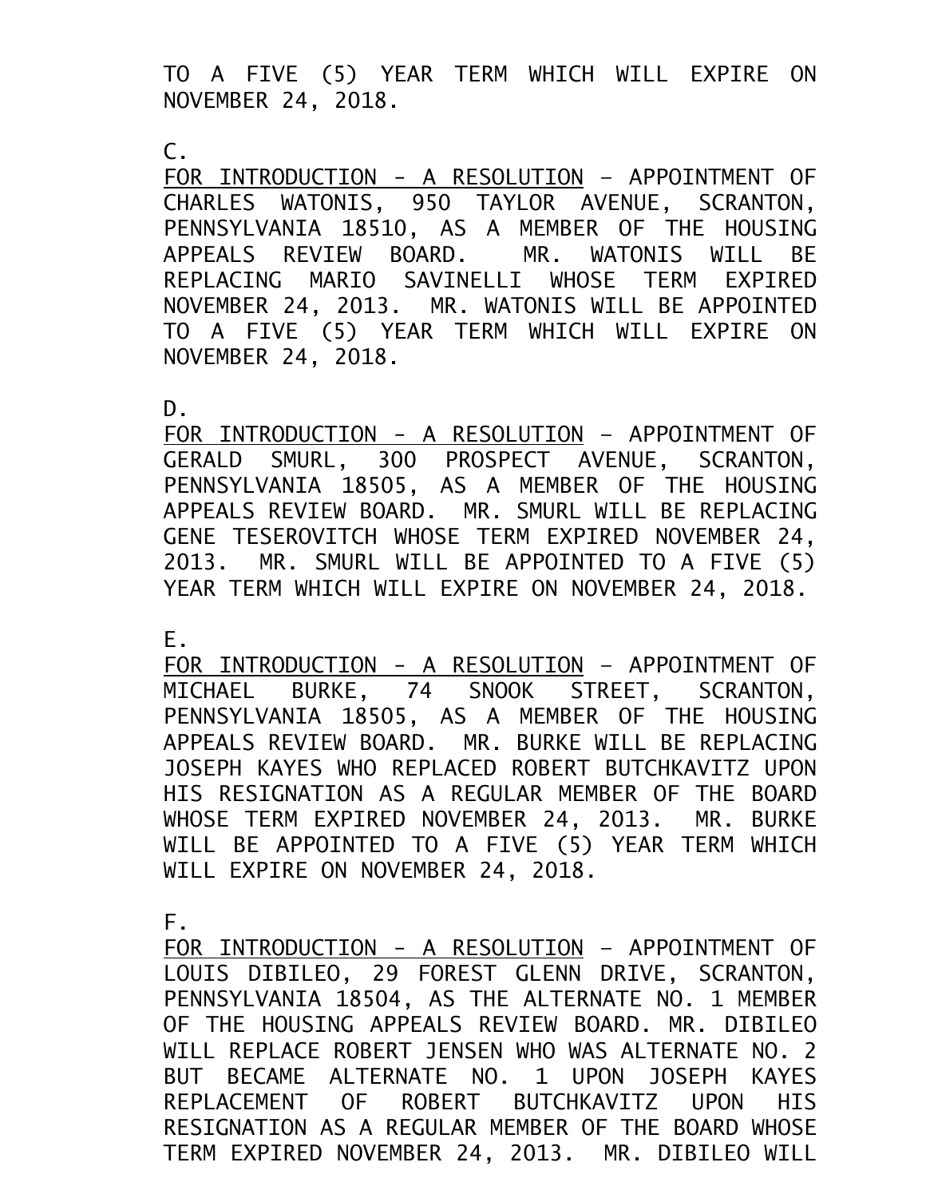TO A FIVE (5) YEAR TERM WHICH WILL EXPIRE ON NOVEMBER 24, 2018.

C.

FOR INTRODUCTION - A RESOLUTION – APPOINTMENT OF CHARLES WATONIS, 950 TAYLOR AVENUE, SCRANTON, PENNSYLVANIA 18510, AS A MEMBER OF THE HOUSING APPEALS REVIEW BOARD. MR. WATONIS WILL BE REPLACING MARIO SAVINELLI WHOSE TERM EXPIRED NOVEMBER 24, 2013. MR. WATONIS WILL BE APPOINTED TO A FIVE (5) YEAR TERM WHICH WILL EXPIRE ON NOVEMBER 24, 2018.

D.

FOR INTRODUCTION - A RESOLUTION – APPOINTMENT OF GERALD SMURL, 300 PROSPECT AVENUE, SCRANTON, PENNSYLVANIA 18505, AS A MEMBER OF THE HOUSING APPEALS REVIEW BOARD. MR. SMURL WILL BE REPLACING GENE TESEROVITCH WHOSE TERM EXPIRED NOVEMBER 24, 2013. MR. SMURL WILL BE APPOINTED TO A FIVE (5) YEAR TERM WHICH WILL EXPIRE ON NOVEMBER 24, 2018.

E.

FOR INTRODUCTION - A RESOLUTION – APPOINTMENT OF MICHAEL BURKE, 74 SNOOK STREET, SCRANTON, PENNSYLVANIA 18505, AS A MEMBER OF THE HOUSING APPEALS REVIEW BOARD. MR. BURKE WILL BE REPLACING JOSEPH KAYES WHO REPLACED ROBERT BUTCHKAVITZ UPON HIS RESIGNATION AS A REGULAR MEMBER OF THE BOARD WHOSE TERM EXPIRED NOVEMBER 24, 2013. MR. BURKE WILL BE APPOINTED TO A FIVE (5) YEAR TERM WHICH WILL EXPIRE ON NOVEMBER 24, 2018.

F.

FOR INTRODUCTION - A RESOLUTION – APPOINTMENT OF LOUIS DIBILEO, 29 FOREST GLENN DRIVE, SCRANTON, PENNSYLVANIA 18504, AS THE ALTERNATE NO. 1 MEMBER OF THE HOUSING APPEALS REVIEW BOARD. MR. DIBILEO WILL REPLACE ROBERT JENSEN WHO WAS ALTERNATE NO. 2 BUT BECAME ALTERNATE NO. 1 UPON JOSEPH KAYES REPLACEMENT OF ROBERT BUTCHKAVITZ UPON HIS RESIGNATION AS A REGULAR MEMBER OF THE BOARD WHOSE TERM EXPIRED NOVEMBER 24, 2013. MR. DIBILEO WILL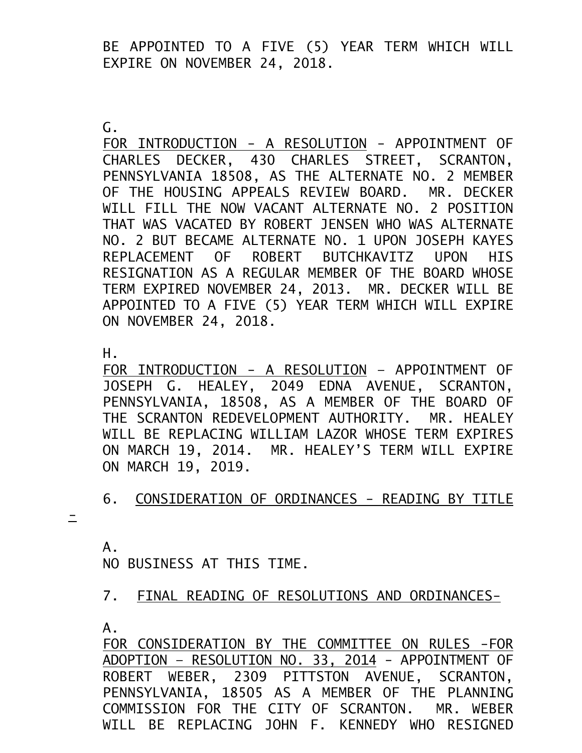BE APPOINTED TO A FIVE (5) YEAR TERM WHICH WILL EXPIRE ON NOVEMBER 24, 2018.

G.
<u>FOR INTRODUCTION - A RESOLUTION</u> - APPOINTMENT OF CHARLES DECKER, 430 CHARLES STREET, SCRANTON, PENNSYLVANIA 18508, AS THE ALTERNATE NO. 2 MEMBER OF THE HOUSING APPEALS REVIEW BOARD. MR. DECKER WILL FILL THE NOW VACANT ALTERNATE NO. 2 POSITION THAT WAS VACATED BY ROBERT JENSEN WHO WAS ALTERNATE NO. 2 BUT BECAME ALTERNATE NO. 1 UPON JOSEPH KAYES REPLACEMENT OF ROBERT BUTCHKAVITZ UPON HIS RESIGNATION AS A REGULAR MEMBER OF THE BOARD WHOSE TERM EXPIRED NOVEMBER 24, 2013. MR. DECKER WILL BE APPOINTED TO A FIVE (5) YEAR TERM WHICH WILL EXPIRE ON NOVEMBER 24, 2018.

H.
<u>FOR INTRODUCTION - A RESOLUTION</u> – APPOINTMENT OF JOSEPH G. HEALEY, 2049 EDNA AVENUE, SCRANTON, PENNSYLVANIA, 18508, AS A MEMBER OF THE BOARD OF THE SCRANTON REDEVELOPMENT AUTHORITY. MR. HEALEY WILL BE REPLACING WILLIAM LAZOR WHOSE TERM EXPIRES ON MARCH 19, 2014. MR. HEALEY'S TERM WILL EXPIRE ON MARCH 19, 2019.

6. <u>CONSIDERATION OF ORDINANCES - READING BY TITLE -</u>

A.
NO BUSINESS AT THIS TIME.

7. <u>FINAL READING OF RESOLUTIONS AND ORDINANCES-</u>

A.
<u>FOR CONSIDERATION BY THE COMMITTEE ON RULES -FOR ADOPTION – RESOLUTION NO. 33, 2014</u> - APPOINTMENT OF ROBERT WEBER, 2309 PITTSTON AVENUE, SCRANTON, PENNSYLVANIA, 18505 AS A MEMBER OF THE PLANNING COMMISSION FOR THE CITY OF SCRANTON. MR. WEBER WILL BE REPLACING JOHN F. KENNEDY WHO RESIGNED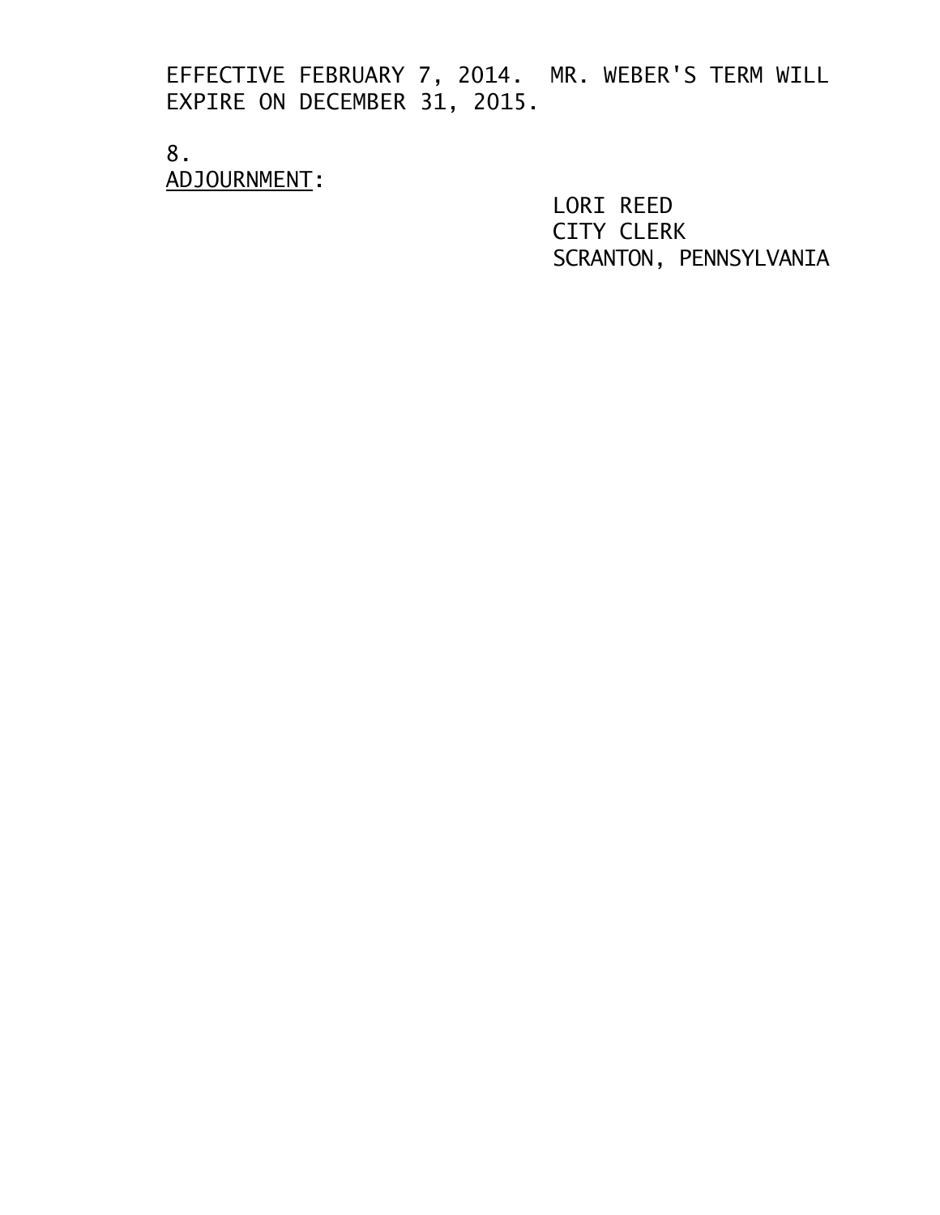EFFECTIVE FEBRUARY 7, 2014. MR. WEBER'S TERM WILL EXPIRE ON DECEMBER 31, 2015.

8.
ADJOURNMENT:

LORI REED
CITY CLERK
SCRANTON, PENNSYLVANIA